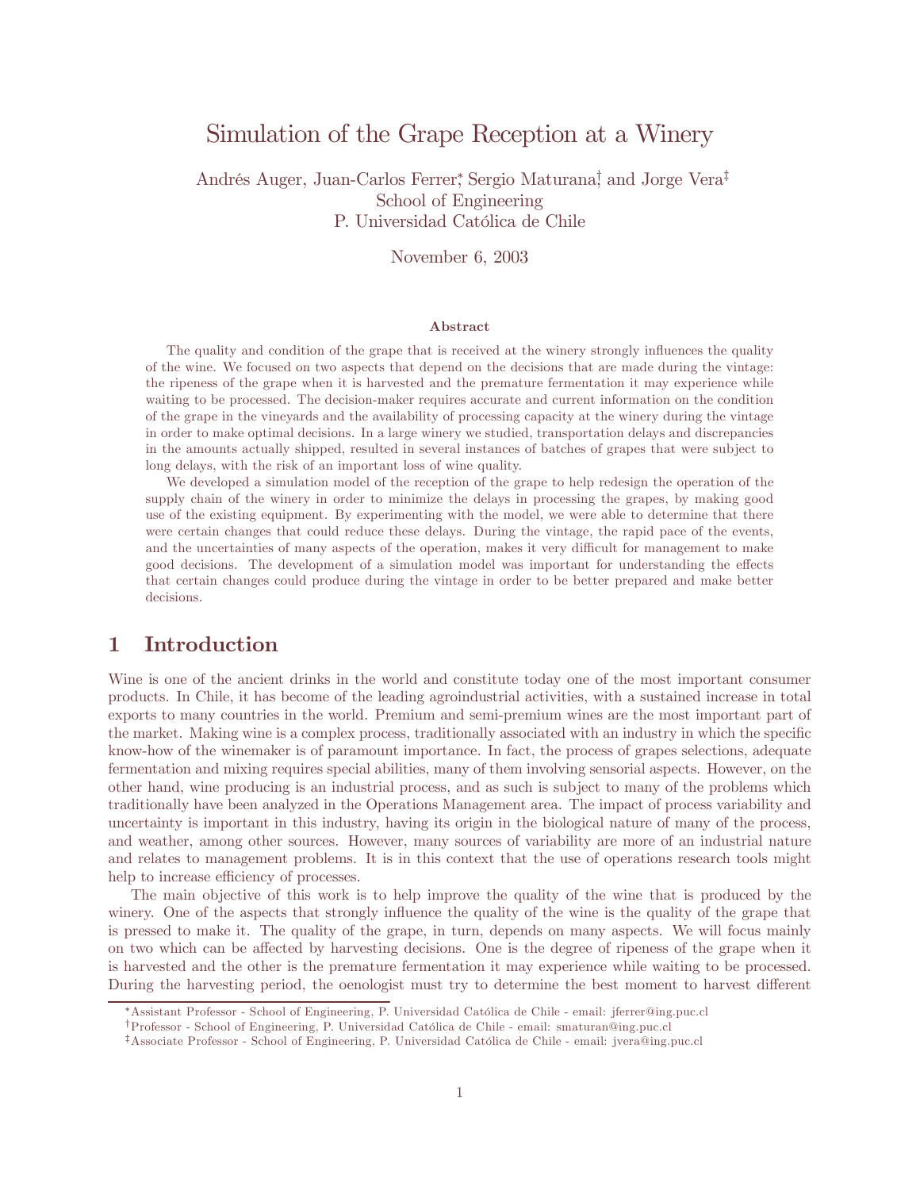# Simulation of the Grape Reception at a Winery

Andrés Auger, Juan-Carlos Ferrer*, Sergio Maturana†, and Jorge Vera‡
School of Engineering
P. Universidad Católica de Chile

November 6, 2003

### Abstract

The quality and condition of the grape that is received at the winery strongly influences the quality of the wine. We focused on two aspects that depend on the decisions that are made during the vintage: the ripeness of the grape when it is harvested and the premature fermentation it may experience while waiting to be processed. The decision-maker requires accurate and current information on the condition of the grape in the vineyards and the availability of processing capacity at the winery during the vintage in order to make optimal decisions. In a large winery we studied, transportation delays and discrepancies in the amounts actually shipped, resulted in several instances of batches of grapes that were subject to long delays, with the risk of an important loss of wine quality.

We developed a simulation model of the reception of the grape to help redesign the operation of the supply chain of the winery in order to minimize the delays in processing the grapes, by making good use of the existing equipment. By experimenting with the model, we were able to determine that there were certain changes that could reduce these delays. During the vintage, the rapid pace of the events, and the uncertainties of many aspects of the operation, makes it very difficult for management to make good decisions. The development of a simulation model was important for understanding the effects that certain changes could produce during the vintage in order to be better prepared and make better decisions.

## 1 Introduction

Wine is one of the ancient drinks in the world and constitute today one of the most important consumer products. In Chile, it has become of the leading agroindustrial activities, with a sustained increase in total exports to many countries in the world. Premium and semi-premium wines are the most important part of the market. Making wine is a complex process, traditionally associated with an industry in which the specific know-how of the winemaker is of paramount importance. In fact, the process of grapes selections, adequate fermentation and mixing requires special abilities, many of them involving sensorial aspects. However, on the other hand, wine producing is an industrial process, and as such is subject to many of the problems which traditionally have been analyzed in the Operations Management area. The impact of process variability and uncertainty is important in this industry, having its origin in the biological nature of many of the process, and weather, among other sources. However, many sources of variability are more of an industrial nature and relates to management problems. It is in this context that the use of operations research tools might help to increase efficiency of processes.

The main objective of this work is to help improve the quality of the wine that is produced by the winery. One of the aspects that strongly influence the quality of the wine is the quality of the grape that is pressed to make it. The quality of the grape, in turn, depends on many aspects. We will focus mainly on two which can be affected by harvesting decisions. One is the degree of ripeness of the grape when it is harvested and the other is the premature fermentation it may experience while waiting to be processed. During the harvesting period, the oenologist must try to determine the best moment to harvest different

*Assistant Professor - School of Engineering, P. Universidad Católica de Chile - email: jferrer@ing.puc.cl

†Professor - School of Engineering, P. Universidad Católica de Chile - email: smaturan@ing.puc.cl

‡Associate Professor - School of Engineering, P. Universidad Católica de Chile - email: jvera@ing.puc.cl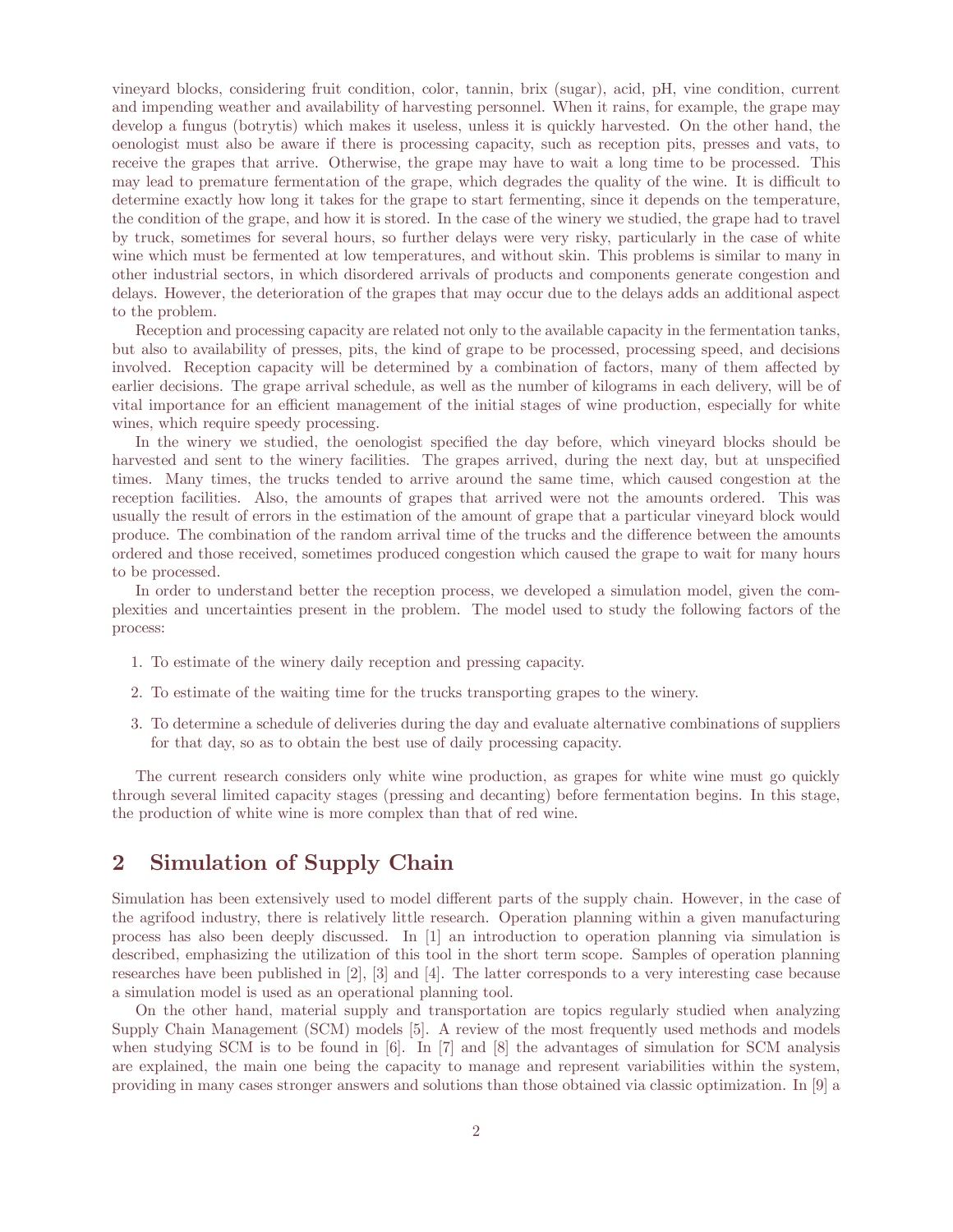vineyard blocks, considering fruit condition, color, tannin, brix (sugar), acid, pH, vine condition, current and impending weather and availability of harvesting personnel. When it rains, for example, the grape may develop a fungus (botrytis) which makes it useless, unless it is quickly harvested. On the other hand, the oenologist must also be aware if there is processing capacity, such as reception pits, presses and vats, to receive the grapes that arrive. Otherwise, the grape may have to wait a long time to be processed. This may lead to premature fermentation of the grape, which degrades the quality of the wine. It is difficult to determine exactly how long it takes for the grape to start fermenting, since it depends on the temperature, the condition of the grape, and how it is stored. In the case of the winery we studied, the grape had to travel by truck, sometimes for several hours, so further delays were very risky, particularly in the case of white wine which must be fermented at low temperatures, and without skin. This problems is similar to many in other industrial sectors, in which disordered arrivals of products and components generate congestion and delays. However, the deterioration of the grapes that may occur due to the delays adds an additional aspect to the problem.

Reception and processing capacity are related not only to the available capacity in the fermentation tanks, but also to availability of presses, pits, the kind of grape to be processed, processing speed, and decisions involved. Reception capacity will be determined by a combination of factors, many of them affected by earlier decisions. The grape arrival schedule, as well as the number of kilograms in each delivery, will be of vital importance for an efficient management of the initial stages of wine production, especially for white wines, which require speedy processing.

In the winery we studied, the oenologist specified the day before, which vineyard blocks should be harvested and sent to the winery facilities. The grapes arrived, during the next day, but at unspecified times. Many times, the trucks tended to arrive around the same time, which caused congestion at the reception facilities. Also, the amounts of grapes that arrived were not the amounts ordered. This was usually the result of errors in the estimation of the amount of grape that a particular vineyard block would produce. The combination of the random arrival time of the trucks and the difference between the amounts ordered and those received, sometimes produced congestion which caused the grape to wait for many hours to be processed.

In order to understand better the reception process, we developed a simulation model, given the complexities and uncertainties present in the problem. The model used to study the following factors of the process:

1. To estimate of the winery daily reception and pressing capacity.
2. To estimate of the waiting time for the trucks transporting grapes to the winery.
3. To determine a schedule of deliveries during the day and evaluate alternative combinations of suppliers for that day, so as to obtain the best use of daily processing capacity.

The current research considers only white wine production, as grapes for white wine must go quickly through several limited capacity stages (pressing and decanting) before fermentation begins. In this stage, the production of white wine is more complex than that of red wine.

## 2 Simulation of Supply Chain

Simulation has been extensively used to model different parts of the supply chain. However, in the case of the agrifood industry, there is relatively little research. Operation planning within a given manufacturing process has also been deeply discussed. In [1] an introduction to operation planning via simulation is described, emphasizing the utilization of this tool in the short term scope. Samples of operation planning researches have been published in [2], [3] and [4]. The latter corresponds to a very interesting case because a simulation model is used as an operational planning tool.

On the other hand, material supply and transportation are topics regularly studied when analyzing Supply Chain Management (SCM) models [5]. A review of the most frequently used methods and models when studying SCM is to be found in [6]. In [7] and [8] the advantages of simulation for SCM analysis are explained, the main one being the capacity to manage and represent variabilities within the system, providing in many cases stronger answers and solutions than those obtained via classic optimization. In [9] a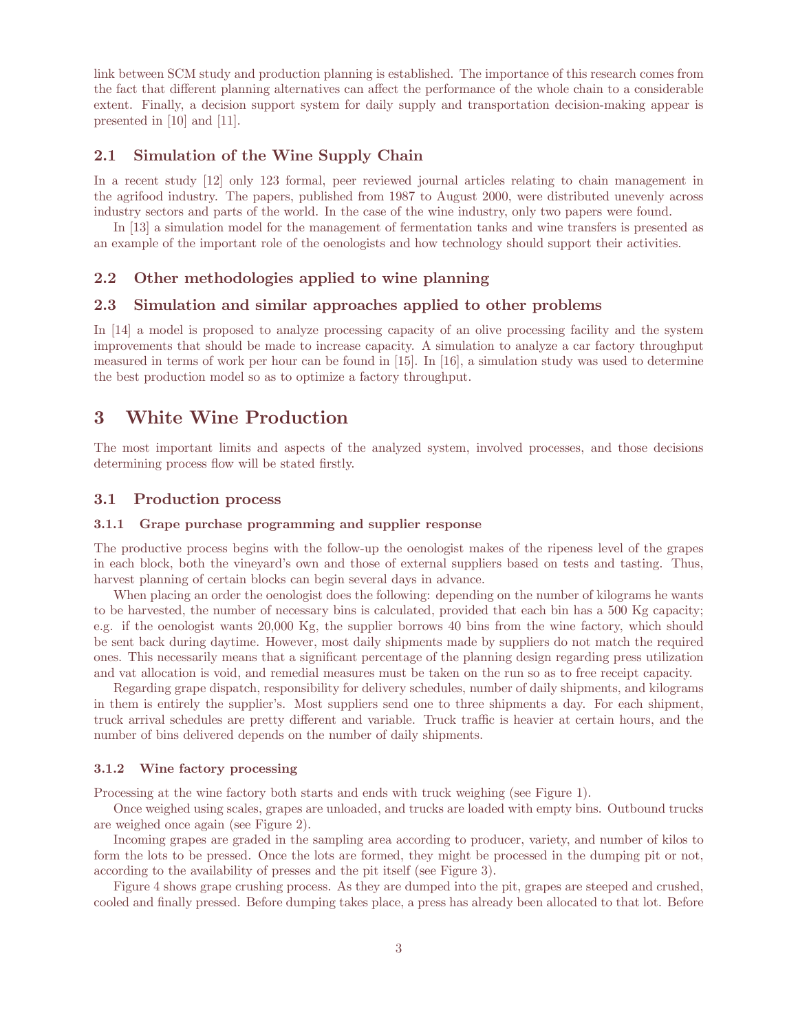link between SCM study and production planning is established. The importance of this research comes from the fact that different planning alternatives can affect the performance of the whole chain to a considerable extent. Finally, a decision support system for daily supply and transportation decision-making appear is presented in [10] and [11].

## 2.1 Simulation of the Wine Supply Chain

In a recent study [12] only 123 formal, peer reviewed journal articles relating to chain management in the agrifood industry. The papers, published from 1987 to August 2000, were distributed unevenly across industry sectors and parts of the world. In the case of the wine industry, only two papers were found.

In [13] a simulation model for the management of fermentation tanks and wine transfers is presented as an example of the important role of the oenologists and how technology should support their activities.

## 2.2 Other methodologies applied to wine planning

## 2.3 Simulation and similar approaches applied to other problems

In [14] a model is proposed to analyze processing capacity of an olive processing facility and the system improvements that should be made to increase capacity. A simulation to analyze a car factory throughput measured in terms of work per hour can be found in [15]. In [16], a simulation study was used to determine the best production model so as to optimize a factory throughput.

# 3 White Wine Production

The most important limits and aspects of the analyzed system, involved processes, and those decisions determining process flow will be stated firstly.

## 3.1 Production process

### 3.1.1 Grape purchase programming and supplier response

The productive process begins with the follow-up the oenologist makes of the ripeness level of the grapes in each block, both the vineyard's own and those of external suppliers based on tests and tasting. Thus, harvest planning of certain blocks can begin several days in advance.

When placing an order the oenologist does the following: depending on the number of kilograms he wants to be harvested, the number of necessary bins is calculated, provided that each bin has a 500 Kg capacity; e.g. if the oenologist wants 20,000 Kg, the supplier borrows 40 bins from the wine factory, which should be sent back during daytime. However, most daily shipments made by suppliers do not match the required ones. This necessarily means that a significant percentage of the planning design regarding press utilization and vat allocation is void, and remedial measures must be taken on the run so as to free receipt capacity.

Regarding grape dispatch, responsibility for delivery schedules, number of daily shipments, and kilograms in them is entirely the supplier's. Most suppliers send one to three shipments a day. For each shipment, truck arrival schedules are pretty different and variable. Truck traffic is heavier at certain hours, and the number of bins delivered depends on the number of daily shipments.

### 3.1.2 Wine factory processing

Processing at the wine factory both starts and ends with truck weighing (see Figure 1).

Once weighed using scales, grapes are unloaded, and trucks are loaded with empty bins. Outbound trucks are weighed once again (see Figure 2).

Incoming grapes are graded in the sampling area according to producer, variety, and number of kilos to form the lots to be pressed. Once the lots are formed, they might be processed in the dumping pit or not, according to the availability of presses and the pit itself (see Figure 3).

Figure 4 shows grape crushing process. As they are dumped into the pit, grapes are steeped and crushed, cooled and finally pressed. Before dumping takes place, a press has already been allocated to that lot. Before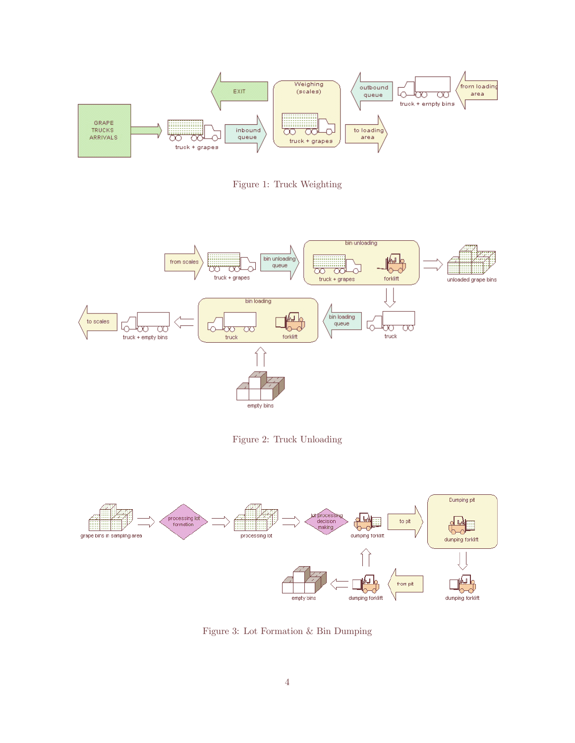Figure 1: Truck Weighting

Figure 2: Truck Unloading

Figure 3: Lot Formation & Bin Dumping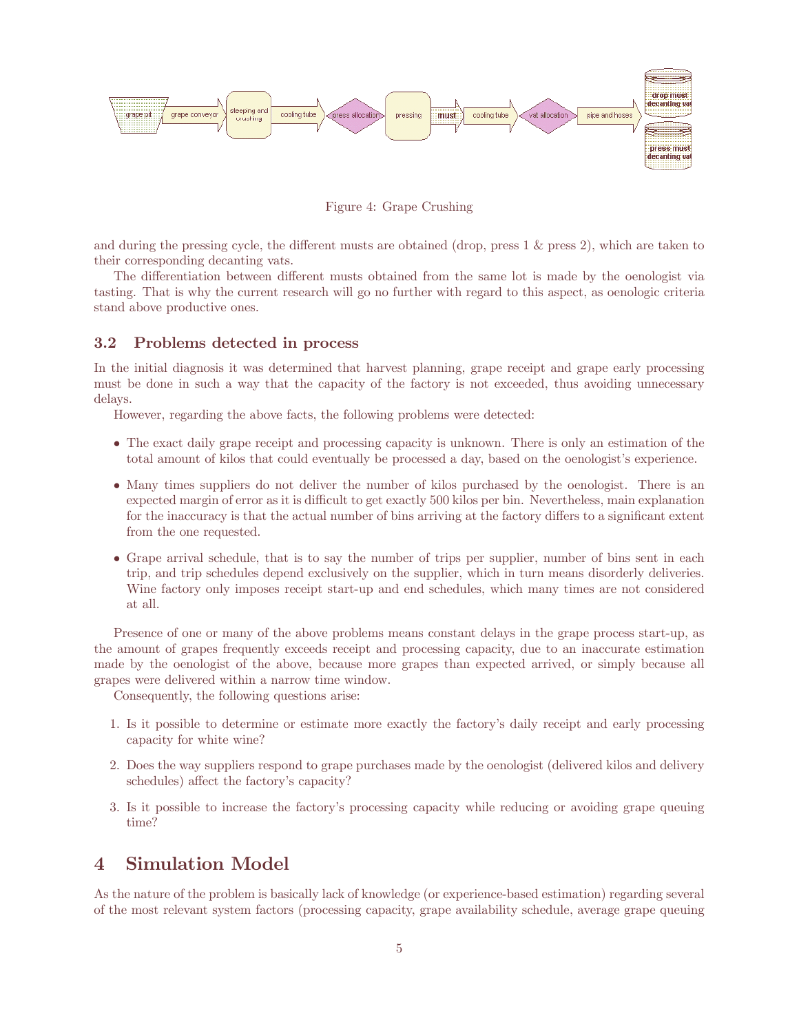Figure 4: Grape Crushing

and during the pressing cycle, the different musts are obtained (drop, press 1 & press 2), which are taken to their corresponding decanting vats.

The differentiation between different musts obtained from the same lot is made by the oenologist via tasting. That is why the current research will go no further with regard to this aspect, as oenologic criteria stand above productive ones.

### 3.2 Problems detected in process

In the initial diagnosis it was determined that harvest planning, grape receipt and grape early processing must be done in such a way that the capacity of the factory is not exceeded, thus avoiding unnecessary delays.

However, regarding the above facts, the following problems were detected:

- The exact daily grape receipt and processing capacity is unknown. There is only an estimation of the total amount of kilos that could eventually be processed a day, based on the oenologist's experience.
- Many times suppliers do not deliver the number of kilos purchased by the oenologist. There is an expected margin of error as it is difficult to get exactly 500 kilos per bin. Nevertheless, main explanation for the inaccuracy is that the actual number of bins arriving at the factory differs to a significant extent from the one requested.
- Grape arrival schedule, that is to say the number of trips per supplier, number of bins sent in each trip, and trip schedules depend exclusively on the supplier, which in turn means disorderly deliveries. Wine factory only imposes receipt start-up and end schedules, which many times are not considered at all.

Presence of one or many of the above problems means constant delays in the grape process start-up, as the amount of grapes frequently exceeds receipt and processing capacity, due to an inaccurate estimation made by the oenologist of the above, because more grapes than expected arrived, or simply because all grapes were delivered within a narrow time window.

Consequently, the following questions arise:

1. Is it possible to determine or estimate more exactly the factory's daily receipt and early processing capacity for white wine?
2. Does the way suppliers respond to grape purchases made by the oenologist (delivered kilos and delivery schedules) affect the factory's capacity?
3. Is it possible to increase the factory's processing capacity while reducing or avoiding grape queuing time?

## 4 Simulation Model

As the nature of the problem is basically lack of knowledge (or experience-based estimation) regarding several of the most relevant system factors (processing capacity, grape availability schedule, average grape queuing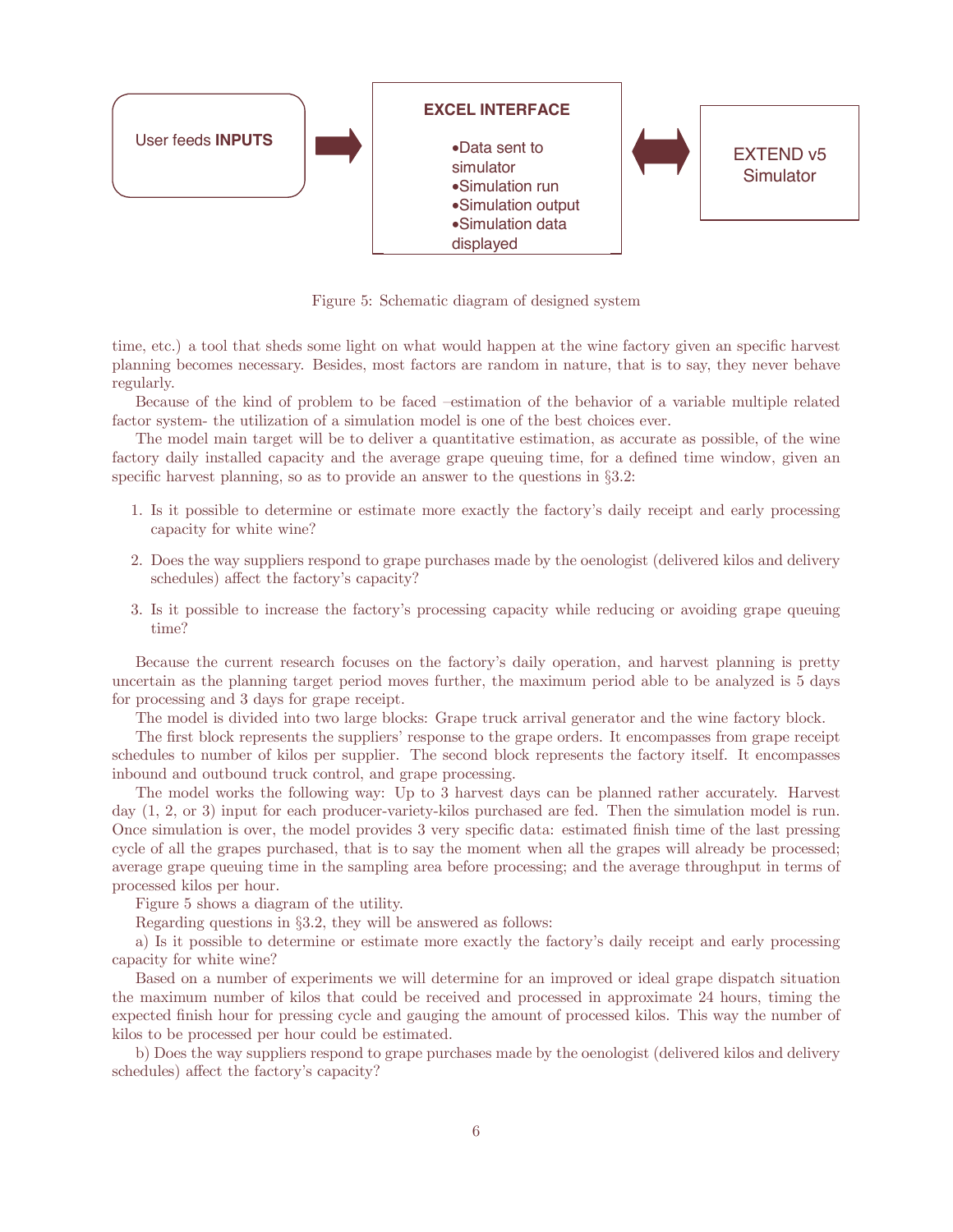User feeds **INPUTS**

**EXCEL INTERFACE**

- Data sent to simulator
- Simulation run
- Simulation output
- Simulation data displayed

EXTEND v5 Simulator

Figure 5: Schematic diagram of designed system

time, etc.) a tool that sheds some light on what would happen at the wine factory given an specific harvest planning becomes necessary. Besides, most factors are random in nature, that is to say, they never behave regularly.

Because of the kind of problem to be faced –estimation of the behavior of a variable multiple related factor system- the utilization of a simulation model is one of the best choices ever.

The model main target will be to deliver a quantitative estimation, as accurate as possible, of the wine factory daily installed capacity and the average grape queuing time, for a defined time window, given an specific harvest planning, so as to provide an answer to the questions in §3.2:

1. Is it possible to determine or estimate more exactly the factory's daily receipt and early processing capacity for white wine?
2. Does the way suppliers respond to grape purchases made by the oenologist (delivered kilos and delivery schedules) affect the factory's capacity?
3. Is it possible to increase the factory's processing capacity while reducing or avoiding grape queuing time?

Because the current research focuses on the factory's daily operation, and harvest planning is pretty uncertain as the planning target period moves further, the maximum period able to be analyzed is 5 days for processing and 3 days for grape receipt.

The model is divided into two large blocks: Grape truck arrival generator and the wine factory block.

The first block represents the suppliers' response to the grape orders. It encompasses from grape receipt schedules to number of kilos per supplier. The second block represents the factory itself. It encompasses inbound and outbound truck control, and grape processing.

The model works the following way: Up to 3 harvest days can be planned rather accurately. Harvest day (1, 2, or 3) input for each producer-variety-kilos purchased are fed. Then the simulation model is run. Once simulation is over, the model provides 3 very specific data: estimated finish time of the last pressing cycle of all the grapes purchased, that is to say the moment when all the grapes will already be processed; average grape queuing time in the sampling area before processing; and the average throughput in terms of processed kilos per hour.

Figure 5 shows a diagram of the utility.

Regarding questions in §3.2, they will be answered as follows:

a) Is it possible to determine or estimate more exactly the factory's daily receipt and early processing capacity for white wine?

Based on a number of experiments we will determine for an improved or ideal grape dispatch situation the maximum number of kilos that could be received and processed in approximate 24 hours, timing the expected finish hour for pressing cycle and gauging the amount of processed kilos. This way the number of kilos to be processed per hour could be estimated.

b) Does the way suppliers respond to grape purchases made by the oenologist (delivered kilos and delivery schedules) affect the factory's capacity?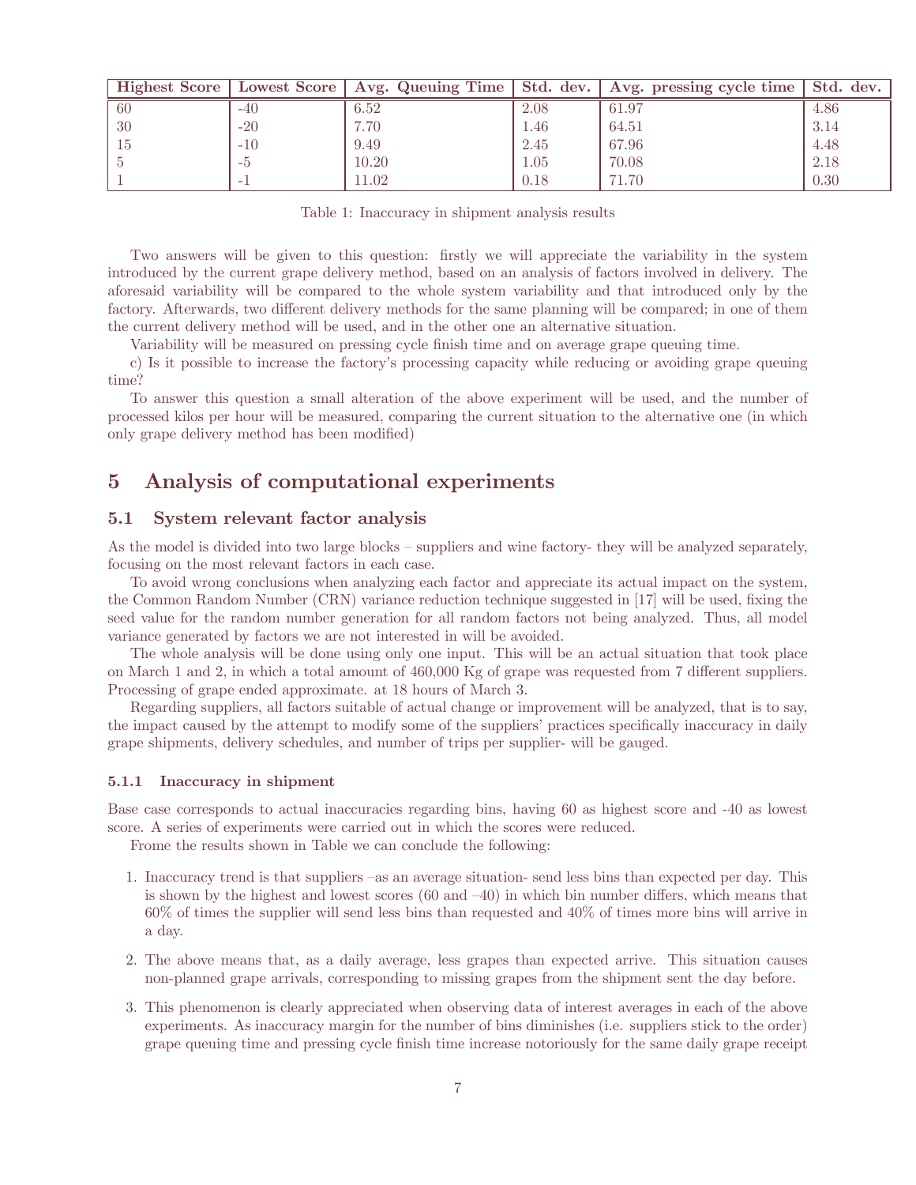| Highest Score | Lowest Score | Avg. Queuing Time | Std. dev. | Avg. pressing cycle time | Std. dev. |
|---|---|---|---|---|---|
| 60 | -40 | 6.52 | 2.08 | 61.97 | 4.86 |
| 30 | -20 | 7.70 | 1.46 | 64.51 | 3.14 |
| 15 | -10 | 9.49 | 2.45 | 67.96 | 4.48 |
| 5 | -5 | 10.20 | 1.05 | 70.08 | 2.18 |
| 1 | -1 | 11.02 | 0.18 | 71.70 | 0.30 |

Table 1: Inaccuracy in shipment analysis results

Two answers will be given to this question: firstly we will appreciate the variability in the system introduced by the current grape delivery method, based on an analysis of factors involved in delivery. The aforesaid variability will be compared to the whole system variability and that introduced only by the factory. Afterwards, two different delivery methods for the same planning will be compared; in one of them the current delivery method will be used, and in the other one an alternative situation.

Variability will be measured on pressing cycle finish time and on average grape queuing time.

c) Is it possible to increase the factory's processing capacity while reducing or avoiding grape queuing time?

To answer this question a small alteration of the above experiment will be used, and the number of processed kilos per hour will be measured, comparing the current situation to the alternative one (in which only grape delivery method has been modified)

# 5 Analysis of computational experiments

## 5.1 System relevant factor analysis

As the model is divided into two large blocks – suppliers and wine factory- they will be analyzed separately, focusing on the most relevant factors in each case.

To avoid wrong conclusions when analyzing each factor and appreciate its actual impact on the system, the Common Random Number (CRN) variance reduction technique suggested in [17] will be used, fixing the seed value for the random number generation for all random factors not being analyzed. Thus, all model variance generated by factors we are not interested in will be avoided.

The whole analysis will be done using only one input. This will be an actual situation that took place on March 1 and 2, in which a total amount of 460,000 Kg of grape was requested from 7 different suppliers. Processing of grape ended approximate. at 18 hours of March 3.

Regarding suppliers, all factors suitable of actual change or improvement will be analyzed, that is to say, the impact caused by the attempt to modify some of the suppliers' practices specifically inaccuracy in daily grape shipments, delivery schedules, and number of trips per supplier- will be gauged.

### 5.1.1 Inaccuracy in shipment

Base case corresponds to actual inaccuracies regarding bins, having 60 as highest score and -40 as lowest score. A series of experiments were carried out in which the scores were reduced.

Frome the results shown in Table we can conclude the following:

1. Inaccuracy trend is that suppliers –as an average situation- send less bins than expected per day. This is shown by the highest and lowest scores (60 and –40) in which bin number differs, which means that 60% of times the supplier will send less bins than requested and 40% of times more bins will arrive in a day.
2. The above means that, as a daily average, less grapes than expected arrive. This situation causes non-planned grape arrivals, corresponding to missing grapes from the shipment sent the day before.
3. This phenomenon is clearly appreciated when observing data of interest averages in each of the above experiments. As inaccuracy margin for the number of bins diminishes (i.e. suppliers stick to the order) grape queuing time and pressing cycle finish time increase notoriously for the same daily grape receipt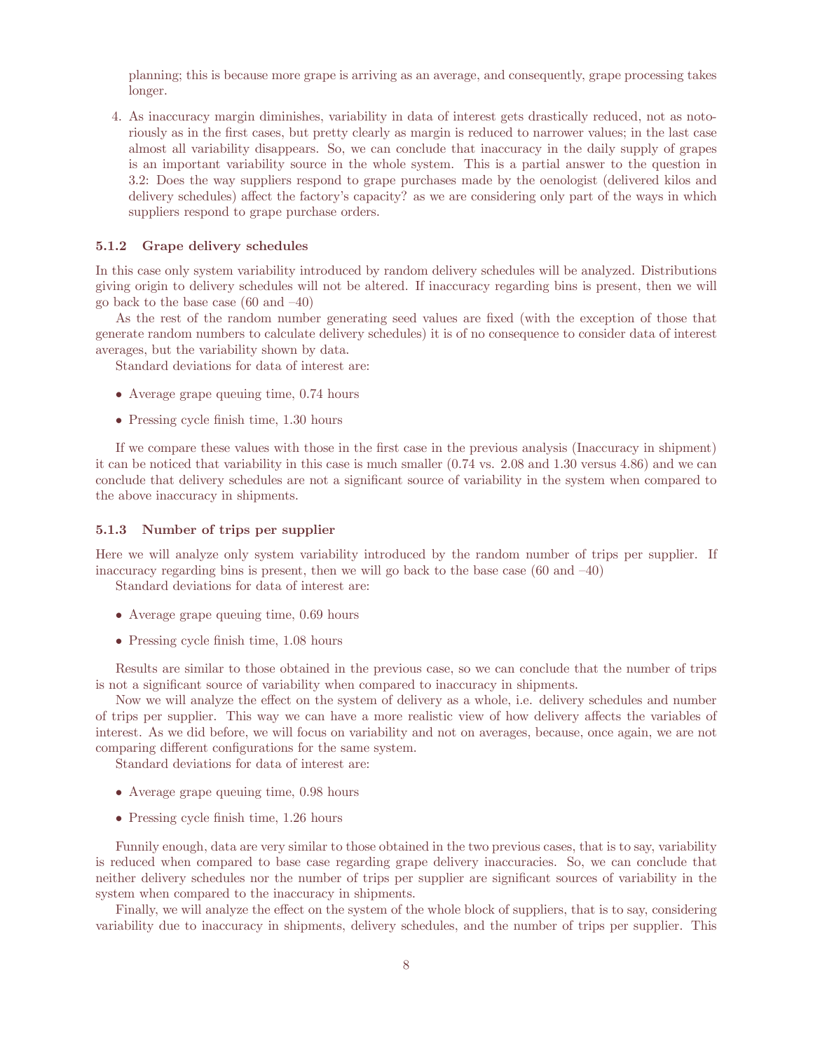planning; this is because more grape is arriving as an average, and consequently, grape processing takes longer.

4. As inaccuracy margin diminishes, variability in data of interest gets drastically reduced, not as notoriously as in the first cases, but pretty clearly as margin is reduced to narrower values; in the last case almost all variability disappears. So, we can conclude that inaccuracy in the daily supply of grapes is an important variability source in the whole system. This is a partial answer to the question in 3.2: Does the way suppliers respond to grape purchases made by the oenologist (delivered kilos and delivery schedules) affect the factory's capacity? as we are considering only part of the ways in which suppliers respond to grape purchase orders.

### 5.1.2 Grape delivery schedules

In this case only system variability introduced by random delivery schedules will be analyzed. Distributions giving origin to delivery schedules will not be altered. If inaccuracy regarding bins is present, then we will go back to the base case (60 and –40)

As the rest of the random number generating seed values are fixed (with the exception of those that generate random numbers to calculate delivery schedules) it is of no consequence to consider data of interest averages, but the variability shown by data.

Standard deviations for data of interest are:

- Average grape queuing time, 0.74 hours
- Pressing cycle finish time, 1.30 hours

If we compare these values with those in the first case in the previous analysis (Inaccuracy in shipment) it can be noticed that variability in this case is much smaller (0.74 vs. 2.08 and 1.30 versus 4.86) and we can conclude that delivery schedules are not a significant source of variability in the system when compared to the above inaccuracy in shipments.

### 5.1.3 Number of trips per supplier

Here we will analyze only system variability introduced by the random number of trips per supplier. If inaccuracy regarding bins is present, then we will go back to the base case (60 and –40)

Standard deviations for data of interest are:

- Average grape queuing time, 0.69 hours
- Pressing cycle finish time, 1.08 hours

Results are similar to those obtained in the previous case, so we can conclude that the number of trips is not a significant source of variability when compared to inaccuracy in shipments.

Now we will analyze the effect on the system of delivery as a whole, i.e. delivery schedules and number of trips per supplier. This way we can have a more realistic view of how delivery affects the variables of interest. As we did before, we will focus on variability and not on averages, because, once again, we are not comparing different configurations for the same system.

Standard deviations for data of interest are:

- Average grape queuing time, 0.98 hours
- Pressing cycle finish time, 1.26 hours

Funnily enough, data are very similar to those obtained in the two previous cases, that is to say, variability is reduced when compared to base case regarding grape delivery inaccuracies. So, we can conclude that neither delivery schedules nor the number of trips per supplier are significant sources of variability in the system when compared to the inaccuracy in shipments.

Finally, we will analyze the effect on the system of the whole block of suppliers, that is to say, considering variability due to inaccuracy in shipments, delivery schedules, and the number of trips per supplier. This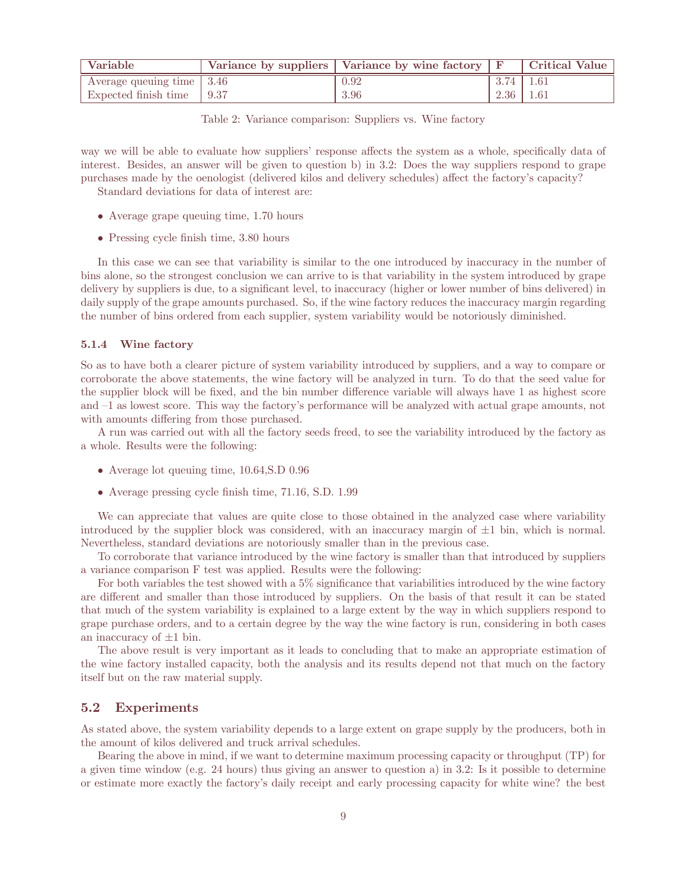| Variable | Variance by suppliers | Variance by wine factory | F | Critical Value |
|---|---|---|---|---|
| Average queuing time | 3.46 | 0.92 | 3.74 | 1.61 |
| Expected finish time | 9.37 | 3.96 | 2.36 | 1.61 |

Table 2: Variance comparison: Suppliers vs. Wine factory

way we will be able to evaluate how suppliers' response affects the system as a whole, specifically data of interest. Besides, an answer will be given to question b) in 3.2: Does the way suppliers respond to grape purchases made by the oenologist (delivered kilos and delivery schedules) affect the factory's capacity?

Standard deviations for data of interest are:

- Average grape queuing time, 1.70 hours
- Pressing cycle finish time, 3.80 hours

In this case we can see that variability is similar to the one introduced by inaccuracy in the number of bins alone, so the strongest conclusion we can arrive to is that variability in the system introduced by grape delivery by suppliers is due, to a significant level, to inaccuracy (higher or lower number of bins delivered) in daily supply of the grape amounts purchased. So, if the wine factory reduces the inaccuracy margin regarding the number of bins ordered from each supplier, system variability would be notoriously diminished.

#### 5.1.4 Wine factory

So as to have both a clearer picture of system variability introduced by suppliers, and a way to compare or corroborate the above statements, the wine factory will be analyzed in turn. To do that the seed value for the supplier block will be fixed, and the bin number difference variable will always have 1 as highest score and –1 as lowest score. This way the factory's performance will be analyzed with actual grape amounts, not with amounts differing from those purchased.

A run was carried out with all the factory seeds freed, to see the variability introduced by the factory as a whole. Results were the following:

- Average lot queuing time, 10.64,S.D 0.96
- Average pressing cycle finish time, 71.16, S.D. 1.99

We can appreciate that values are quite close to those obtained in the analyzed case where variability introduced by the supplier block was considered, with an inaccuracy margin of $\pm 1$ bin, which is normal. Nevertheless, standard deviations are notoriously smaller than in the previous case.

To corroborate that variance introduced by the wine factory is smaller than that introduced by suppliers a variance comparison F test was applied. Results were the following:

For both variables the test showed with a 5% significance that variabilities introduced by the wine factory are different and smaller than those introduced by suppliers. On the basis of that result it can be stated that much of the system variability is explained to a large extent by the way in which suppliers respond to grape purchase orders, and to a certain degree by the way the wine factory is run, considering in both cases an inaccuracy of $\pm 1$ bin.

The above result is very important as it leads to concluding that to make an appropriate estimation of the wine factory installed capacity, both the analysis and its results depend not that much on the factory itself but on the raw material supply.

### 5.2 Experiments

As stated above, the system variability depends to a large extent on grape supply by the producers, both in the amount of kilos delivered and truck arrival schedules.

Bearing the above in mind, if we want to determine maximum processing capacity or throughput (TP) for a given time window (e.g. 24 hours) thus giving an answer to question a) in 3.2: Is it possible to determine or estimate more exactly the factory's daily receipt and early processing capacity for white wine? the best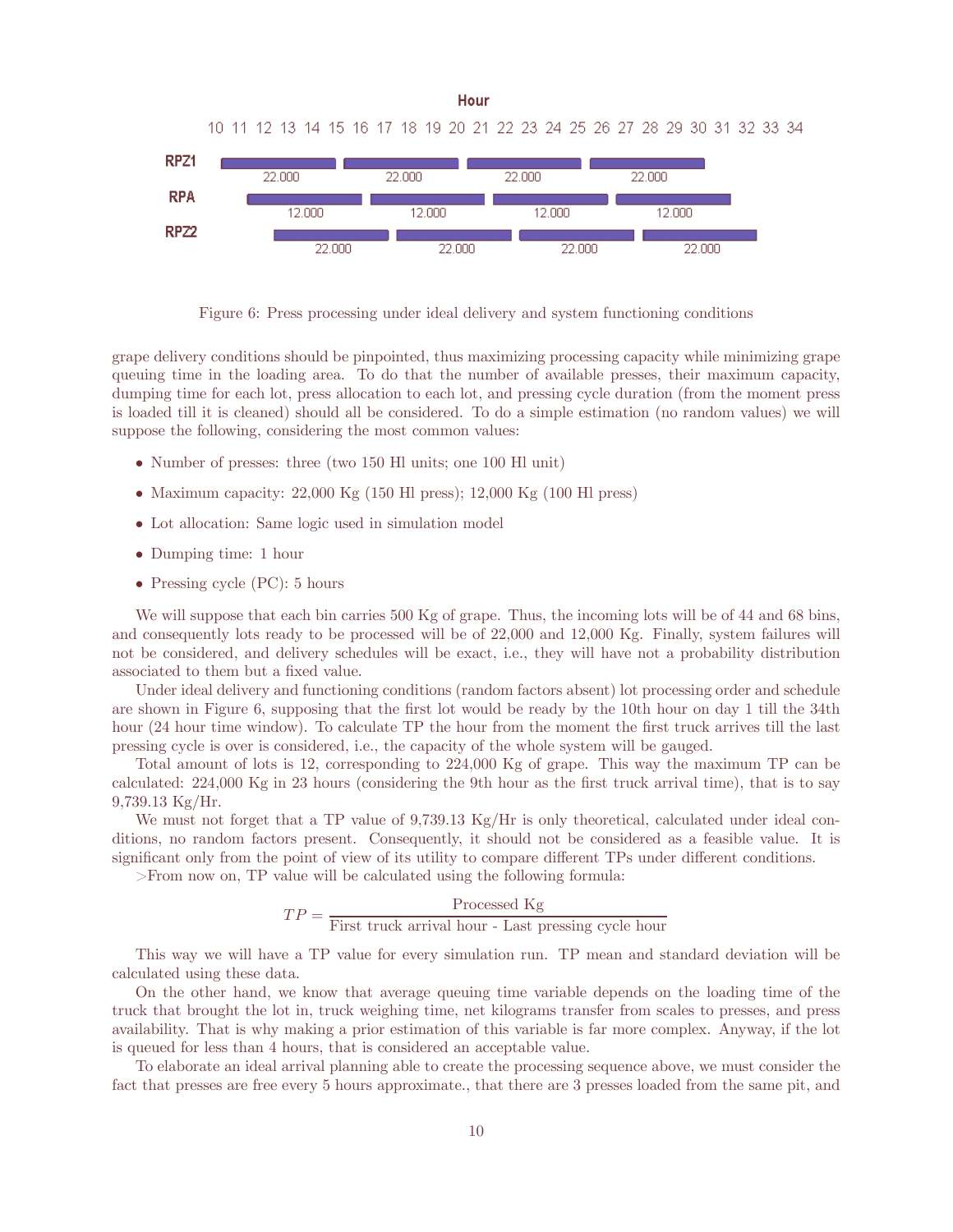Figure 6: Press processing under ideal delivery and system functioning conditions

grape delivery conditions should be pinpointed, thus maximizing processing capacity while minimizing grape queuing time in the loading area. To do that the number of available presses, their maximum capacity, dumping time for each lot, press allocation to each lot, and pressing cycle duration (from the moment press is loaded till it is cleaned) should all be considered. To do a simple estimation (no random values) we will suppose the following, considering the most common values:

- Number of presses: three (two 150 Hl units; one 100 Hl unit)
- Maximum capacity: 22,000 Kg (150 Hl press); 12,000 Kg (100 Hl press)
- Lot allocation: Same logic used in simulation model
- Dumping time: 1 hour
- Pressing cycle (PC): 5 hours

We will suppose that each bin carries 500 Kg of grape. Thus, the incoming lots will be of 44 and 68 bins, and consequently lots ready to be processed will be of 22,000 and 12,000 Kg. Finally, system failures will not be considered, and delivery schedules will be exact, i.e., they will have not a probability distribution associated to them but a fixed value.

Under ideal delivery and functioning conditions (random factors absent) lot processing order and schedule are shown in Figure 6, supposing that the first lot would be ready by the 10th hour on day 1 till the 34th hour (24 hour time window). To calculate TP the hour from the moment the first truck arrives till the last pressing cycle is over is considered, i.e., the capacity of the whole system will be gauged.

Total amount of lots is 12, corresponding to 224,000 Kg of grape. This way the maximum TP can be calculated: 224,000 Kg in 23 hours (considering the 9th hour as the first truck arrival time), that is to say 9,739.13 Kg/Hr.

We must not forget that a TP value of 9,739.13 Kg/Hr is only theoretical, calculated under ideal conditions, no random factors present. Consequently, it should not be considered as a feasible value. It is significant only from the point of view of its utility to compare different TPs under different conditions.

>From now on, TP value will be calculated using the following formula:

$$TP = \frac{\text{Processed Kg}}{\text{First truck arrival hour - Last pressing cycle hour}}$$

This way we will have a TP value for every simulation run. TP mean and standard deviation will be calculated using these data.

On the other hand, we know that average queuing time variable depends on the loading time of the truck that brought the lot in, truck weighing time, net kilograms transfer from scales to presses, and press availability. That is why making a prior estimation of this variable is far more complex. Anyway, if the lot is queued for less than 4 hours, that is considered an acceptable value.

To elaborate an ideal arrival planning able to create the processing sequence above, we must consider the fact that presses are free every 5 hours approximate., that there are 3 presses loaded from the same pit, and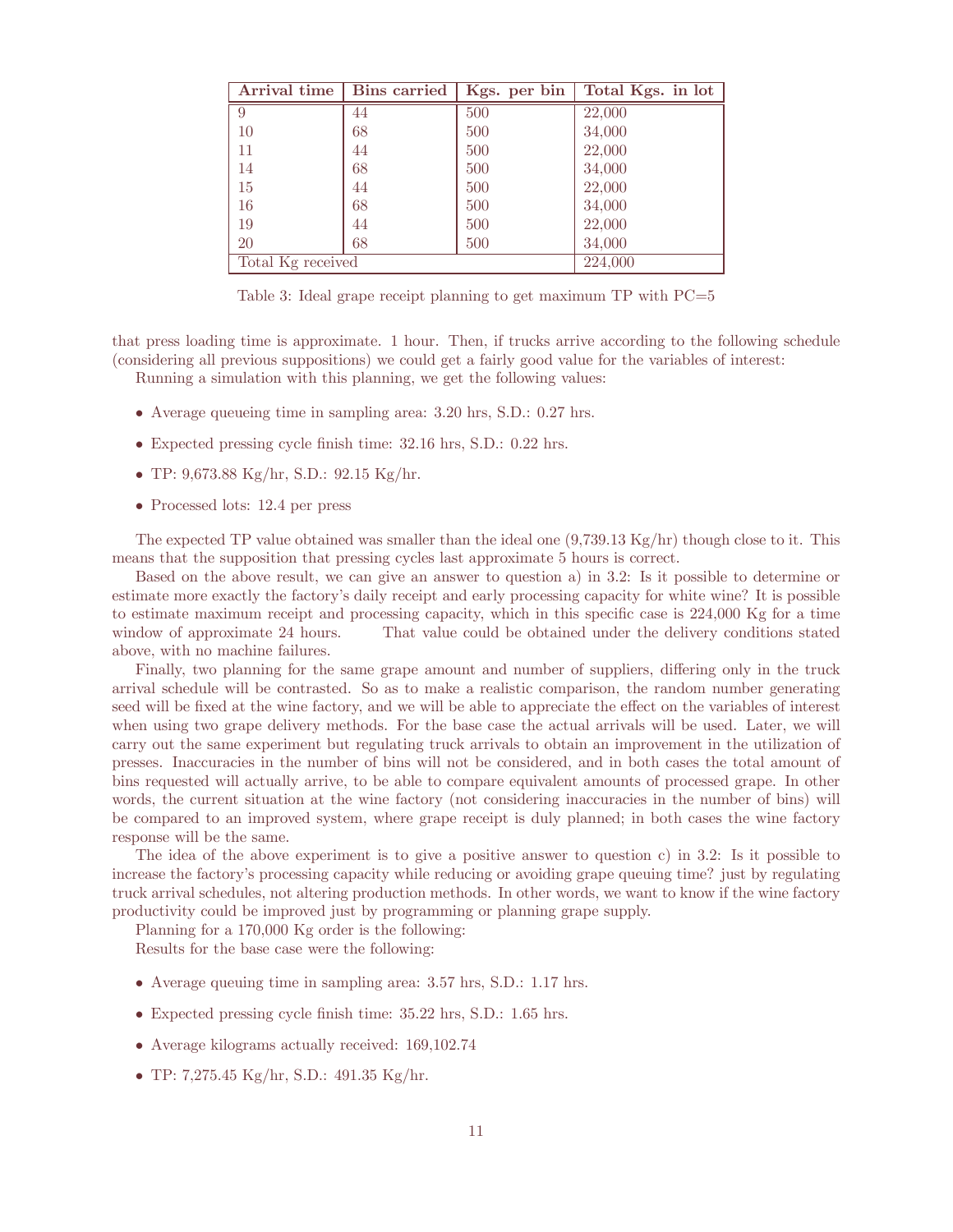| Arrival time | Bins carried | Kgs. per bin | Total Kgs. in lot |
|---|---|---|---|
| 9 | 44 | 500 | 22,000 |
| 10 | 68 | 500 | 34,000 |
| 11 | 44 | 500 | 22,000 |
| 14 | 68 | 500 | 34,000 |
| 15 | 44 | 500 | 22,000 |
| 16 | 68 | 500 | 34,000 |
| 19 | 44 | 500 | 22,000 |
| 20 | 68 | 500 | 34,000 |
| Total Kg received | | | 224,000 |

Table 3: Ideal grape receipt planning to get maximum TP with PC=5

that press loading time is approximate. 1 hour. Then, if trucks arrive according to the following schedule (considering all previous suppositions) we could get a fairly good value for the variables of interest:

Running a simulation with this planning, we get the following values:

- Average queueing time in sampling area: 3.20 hrs, S.D.: 0.27 hrs.
- Expected pressing cycle finish time: 32.16 hrs, S.D.: 0.22 hrs.
- TP: 9,673.88 Kg/hr, S.D.: 92.15 Kg/hr.
- Processed lots: 12.4 per press

The expected TP value obtained was smaller than the ideal one (9,739.13 Kg/hr) though close to it. This means that the supposition that pressing cycles last approximate 5 hours is correct.

Based on the above result, we can give an answer to question a) in 3.2: Is it possible to determine or estimate more exactly the factory's daily receipt and early processing capacity for white wine? It is possible to estimate maximum receipt and processing capacity, which in this specific case is 224,000 Kg for a time window of approximate 24 hours. That value could be obtained under the delivery conditions stated above, with no machine failures.

Finally, two planning for the same grape amount and number of suppliers, differing only in the truck arrival schedule will be contrasted. So as to make a realistic comparison, the random number generating seed will be fixed at the wine factory, and we will be able to appreciate the effect on the variables of interest when using two grape delivery methods. For the base case the actual arrivals will be used. Later, we will carry out the same experiment but regulating truck arrivals to obtain an improvement in the utilization of presses. Inaccuracies in the number of bins will not be considered, and in both cases the total amount of bins requested will actually arrive, to be able to compare equivalent amounts of processed grape. In other words, the current situation at the wine factory (not considering inaccuracies in the number of bins) will be compared to an improved system, where grape receipt is duly planned; in both cases the wine factory response will be the same.

The idea of the above experiment is to give a positive answer to question c) in 3.2: Is it possible to increase the factory's processing capacity while reducing or avoiding grape queuing time? just by regulating truck arrival schedules, not altering production methods. In other words, we want to know if the wine factory productivity could be improved just by programming or planning grape supply.

Planning for a 170,000 Kg order is the following:

Results for the base case were the following:

- Average queuing time in sampling area: 3.57 hrs, S.D.: 1.17 hrs.
- Expected pressing cycle finish time: 35.22 hrs, S.D.: 1.65 hrs.
- Average kilograms actually received: 169,102.74
- TP: 7,275.45 Kg/hr, S.D.: 491.35 Kg/hr.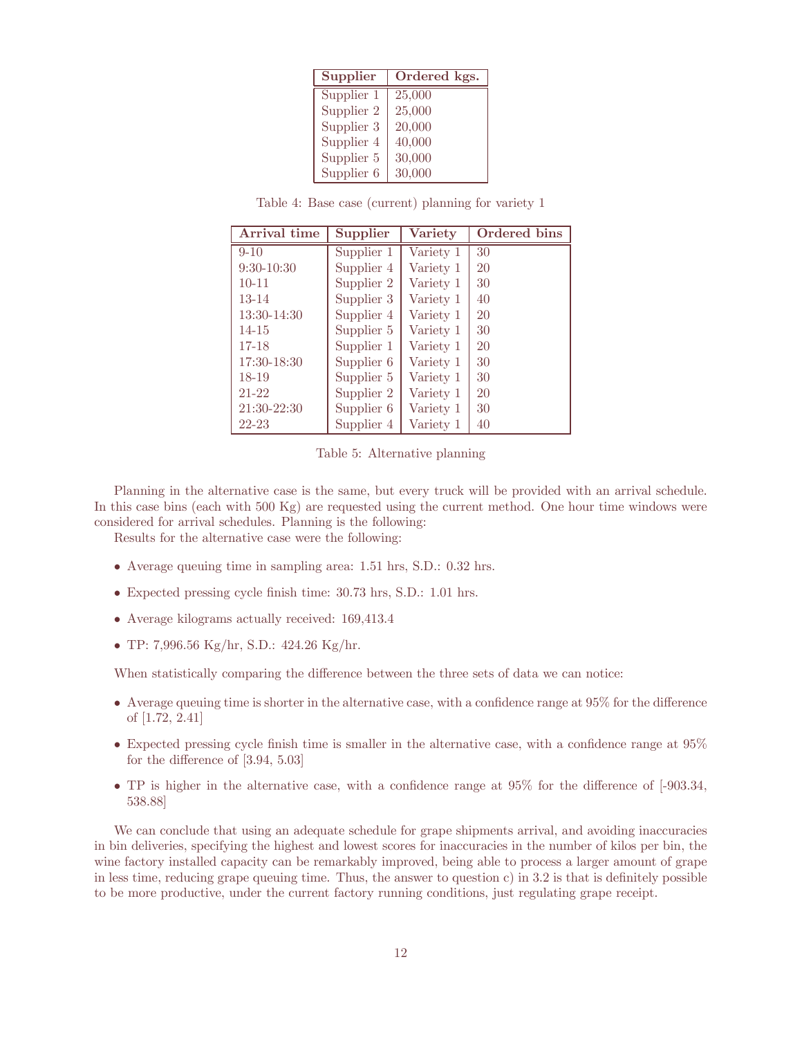| Supplier | Ordered kgs. |
|---|---|
| Supplier 1 | 25,000 |
| Supplier 2 | 25,000 |
| Supplier 3 | 20,000 |
| Supplier 4 | 40,000 |
| Supplier 5 | 30,000 |
| Supplier 6 | 30,000 |

Table 4: Base case (current) planning for variety 1

| Arrival time | Supplier | Variety | Ordered bins |
|---|---|---|---|
| 9-10 | Supplier 1 | Variety 1 | 30 |
| 9:30-10:30 | Supplier 4 | Variety 1 | 20 |
| 10-11 | Supplier 2 | Variety 1 | 30 |
| 13-14 | Supplier 3 | Variety 1 | 40 |
| 13:30-14:30 | Supplier 4 | Variety 1 | 20 |
| 14-15 | Supplier 5 | Variety 1 | 30 |
| 17-18 | Supplier 1 | Variety 1 | 20 |
| 17:30-18:30 | Supplier 6 | Variety 1 | 30 |
| 18-19 | Supplier 5 | Variety 1 | 30 |
| 21-22 | Supplier 2 | Variety 1 | 20 |
| 21:30-22:30 | Supplier 6 | Variety 1 | 30 |
| 22-23 | Supplier 4 | Variety 1 | 40 |

Table 5: Alternative planning

Planning in the alternative case is the same, but every truck will be provided with an arrival schedule. In this case bins (each with 500 Kg) are requested using the current method. One hour time windows were considered for arrival schedules. Planning is the following:

Results for the alternative case were the following:

- Average queuing time in sampling area: 1.51 hrs, S.D.: 0.32 hrs.
- Expected pressing cycle finish time: 30.73 hrs, S.D.: 1.01 hrs.
- Average kilograms actually received: 169,413.4
- TP: 7,996.56 Kg/hr, S.D.: 424.26 Kg/hr.

When statistically comparing the difference between the three sets of data we can notice:

- Average queuing time is shorter in the alternative case, with a confidence range at 95% for the difference of [1.72, 2.41]
- Expected pressing cycle finish time is smaller in the alternative case, with a confidence range at 95% for the difference of [3.94, 5.03]
- TP is higher in the alternative case, with a confidence range at 95% for the difference of [-903.34, 538.88]

We can conclude that using an adequate schedule for grape shipments arrival, and avoiding inaccuracies in bin deliveries, specifying the highest and lowest scores for inaccuracies in the number of kilos per bin, the wine factory installed capacity can be remarkably improved, being able to process a larger amount of grape in less time, reducing grape queuing time. Thus, the answer to question c) in 3.2 is that is definitely possible to be more productive, under the current factory running conditions, just regulating grape receipt.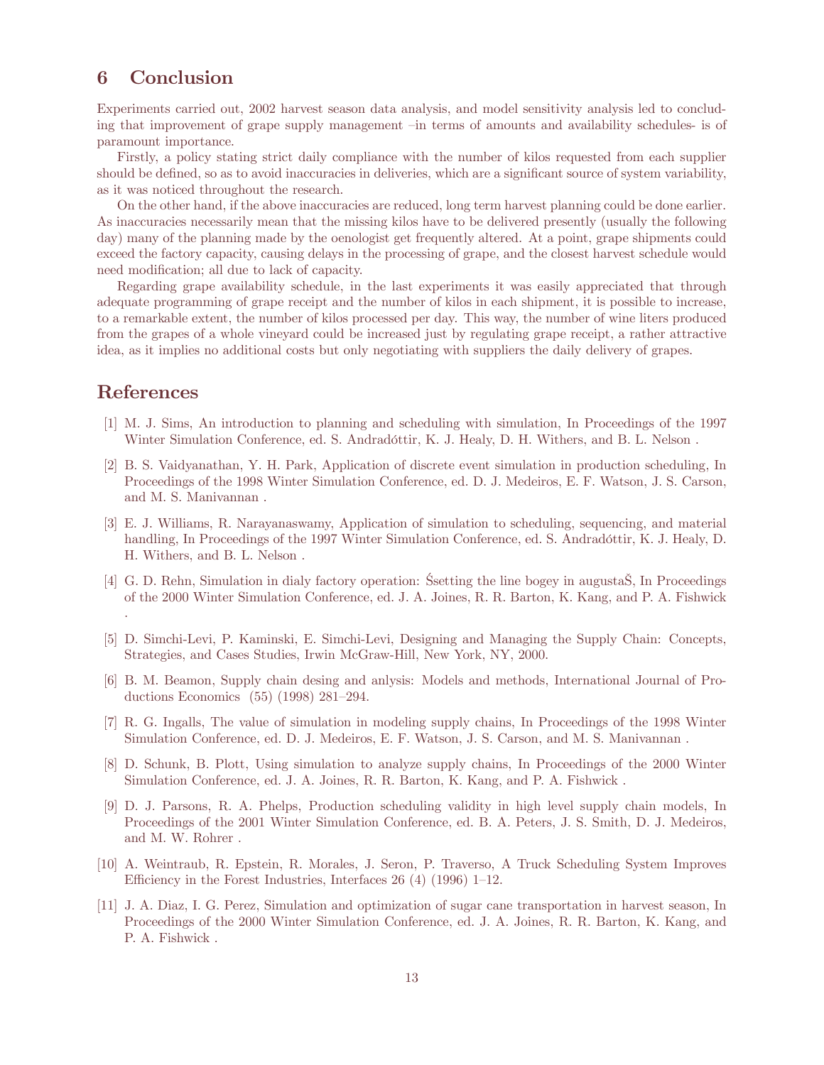## 6 Conclusion

Experiments carried out, 2002 harvest season data analysis, and model sensitivity analysis led to concluding that improvement of grape supply management –in terms of amounts and availability schedules- is of paramount importance.

Firstly, a policy stating strict daily compliance with the number of kilos requested from each supplier should be defined, so as to avoid inaccuracies in deliveries, which are a significant source of system variability, as it was noticed throughout the research.

On the other hand, if the above inaccuracies are reduced, long term harvest planning could be done earlier. As inaccuracies necessarily mean that the missing kilos have to be delivered presently (usually the following day) many of the planning made by the oenologist get frequently altered. At a point, grape shipments could exceed the factory capacity, causing delays in the processing of grape, and the closest harvest schedule would need modification; all due to lack of capacity.

Regarding grape availability schedule, in the last experiments it was easily appreciated that through adequate programming of grape receipt and the number of kilos in each shipment, it is possible to increase, to a remarkable extent, the number of kilos processed per day. This way, the number of wine liters produced from the grapes of a whole vineyard could be increased just by regulating grape receipt, a rather attractive idea, as it implies no additional costs but only negotiating with suppliers the daily delivery of grapes.

## References

[1] M. J. Sims, An introduction to planning and scheduling with simulation, In Proceedings of the 1997 Winter Simulation Conference, ed. S. Andradóttir, K. J. Healy, D. H. Withers, and B. L. Nelson .

[2] B. S. Vaidyanathan, Y. H. Park, Application of discrete event simulation in production scheduling, In Proceedings of the 1998 Winter Simulation Conference, ed. D. J. Medeiros, E. F. Watson, J. S. Carson, and M. S. Manivannan .

[3] E. J. Williams, R. Narayanaswamy, Application of simulation to scheduling, sequencing, and material handling, In Proceedings of the 1997 Winter Simulation Conference, ed. S. Andradóttir, K. J. Healy, D. H. Withers, and B. L. Nelson .

[4] G. D. Rehn, Simulation in dialy factory operation: Śsetting the line bogey in augustaŠ, In Proceedings of the 2000 Winter Simulation Conference, ed. J. A. Joines, R. R. Barton, K. Kang, and P. A. Fishwick .

[5] D. Simchi-Levi, P. Kaminski, E. Simchi-Levi, Designing and Managing the Supply Chain: Concepts, Strategies, and Cases Studies, Irwin McGraw-Hill, New York, NY, 2000.

[6] B. M. Beamon, Supply chain desing and anlysis: Models and methods, International Journal of Productions Economics (55) (1998) 281–294.

[7] R. G. Ingalls, The value of simulation in modeling supply chains, In Proceedings of the 1998 Winter Simulation Conference, ed. D. J. Medeiros, E. F. Watson, J. S. Carson, and M. S. Manivannan .

[8] D. Schunk, B. Plott, Using simulation to analyze supply chains, In Proceedings of the 2000 Winter Simulation Conference, ed. J. A. Joines, R. R. Barton, K. Kang, and P. A. Fishwick .

[9] D. J. Parsons, R. A. Phelps, Production scheduling validity in high level supply chain models, In Proceedings of the 2001 Winter Simulation Conference, ed. B. A. Peters, J. S. Smith, D. J. Medeiros, and M. W. Rohrer .

[10] A. Weintraub, R. Epstein, R. Morales, J. Seron, P. Traverso, A Truck Scheduling System Improves Efficiency in the Forest Industries, Interfaces 26 (4) (1996) 1–12.

[11] J. A. Diaz, I. G. Perez, Simulation and optimization of sugar cane transportation in harvest season, In Proceedings of the 2000 Winter Simulation Conference, ed. J. A. Joines, R. R. Barton, K. Kang, and P. A. Fishwick .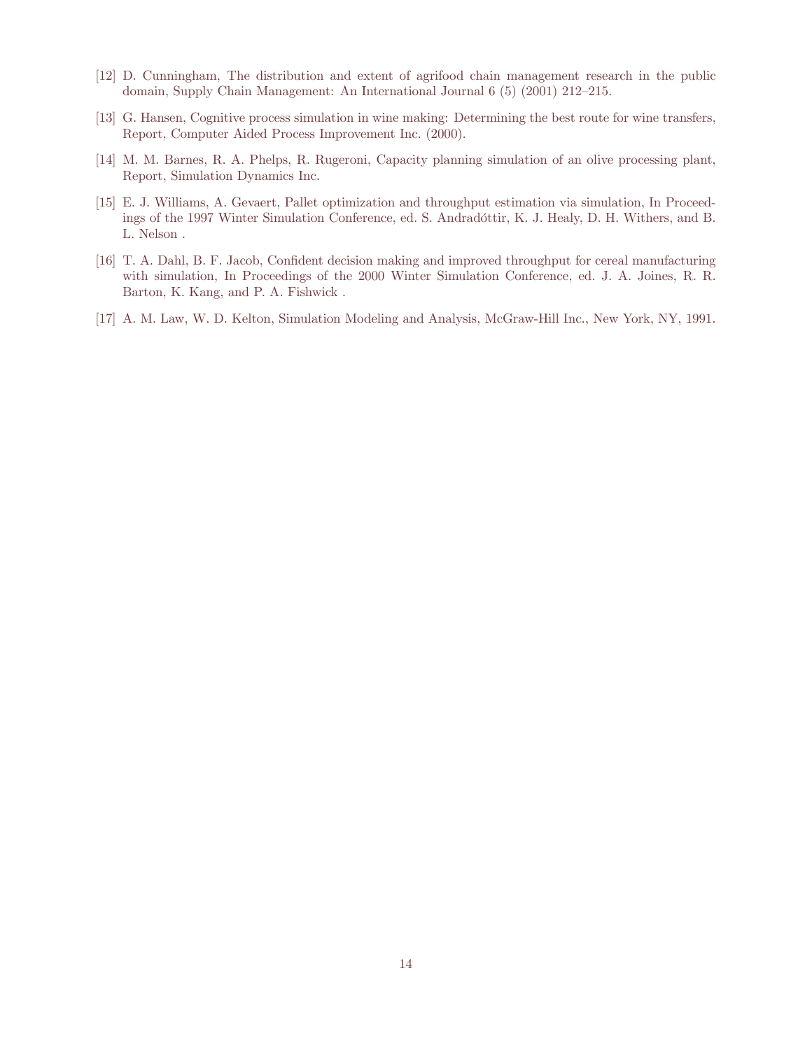[12] D. Cunningham, The distribution and extent of agrifood chain management research in the public domain, Supply Chain Management: An International Journal 6 (5) (2001) 212–215.

[13] G. Hansen, Cognitive process simulation in wine making: Determining the best route for wine transfers, Report, Computer Aided Process Improvement Inc. (2000).

[14] M. M. Barnes, R. A. Phelps, R. Rugeroni, Capacity planning simulation of an olive processing plant, Report, Simulation Dynamics Inc.

[15] E. J. Williams, A. Gevaert, Pallet optimization and throughput estimation via simulation, In Proceedings of the 1997 Winter Simulation Conference, ed. S. Andradóttir, K. J. Healy, D. H. Withers, and B. L. Nelson .

[16] T. A. Dahl, B. F. Jacob, Confident decision making and improved throughput for cereal manufacturing with simulation, In Proceedings of the 2000 Winter Simulation Conference, ed. J. A. Joines, R. R. Barton, K. Kang, and P. A. Fishwick .

[17] A. M. Law, W. D. Kelton, Simulation Modeling and Analysis, McGraw-Hill Inc., New York, NY, 1991.